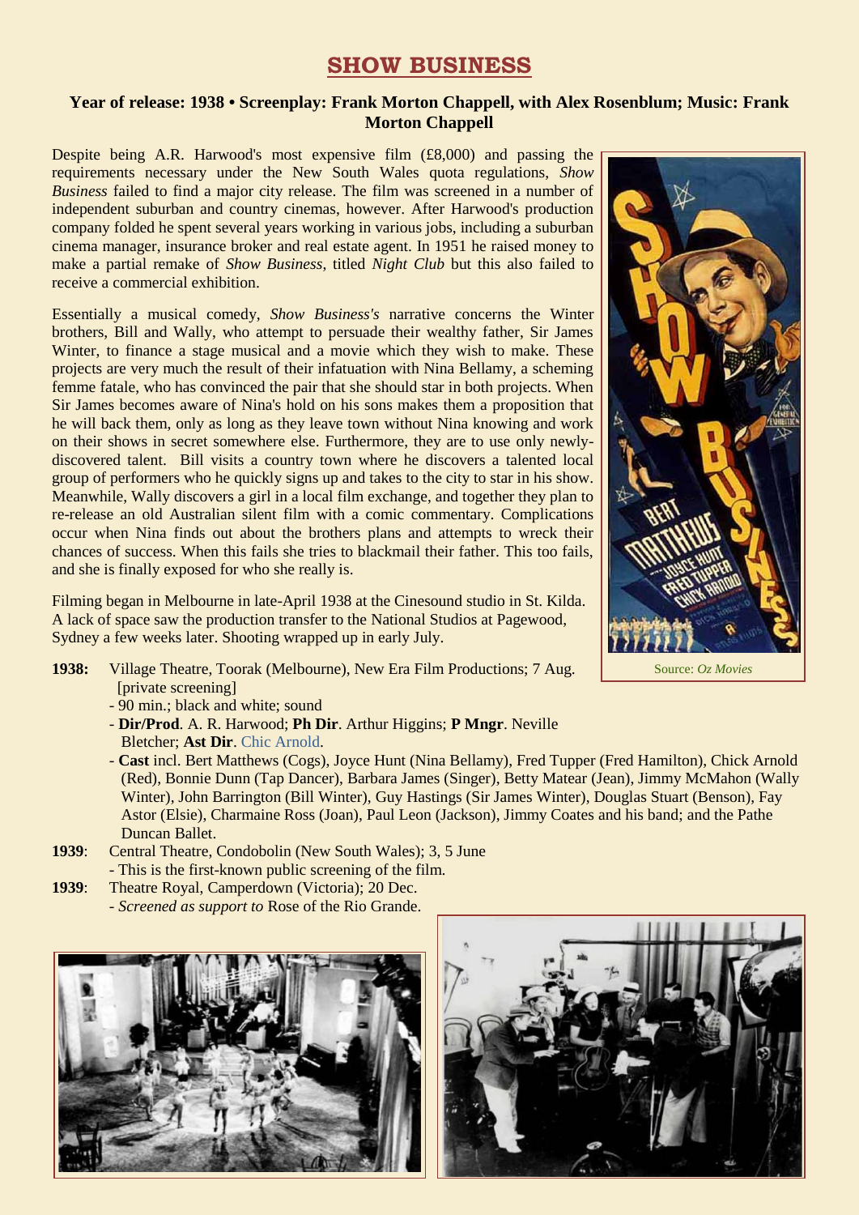# SHOW BUSINESS

**Year of release: 1938 • Screenplay: Frank Morton Chappell, with Alex Rosenblum; Music: Frank Morton Chappell**

Despite being A.R. Harwood's most expensive film (£8,000) and passing the requirements necessary under the New South Wales quota regulations, *Show Business* failed to find a major city release. The film was screened in a number of independent suburban and country cinemas, however. After Harwood's production company folded he spent several years working in various jobs, including a suburban cinema manager, insurance broker and real estate agent. In 1951 he raised money to make a partial remake of *Show Business*, titled *Night Club* but this also failed to receive a commercial exhibition.

Essentially a musical comedy, *Show Business's* narrative concerns the Winter brothers, Bill and Wally, who attempt to persuade their wealthy father, Sir James Winter, to finance a stage musical and a movie which they wish to make. These projects are very much the result of their infatuation with Nina Bellamy, a scheming femme fatale, who has convinced the pair that she should star in both projects. When Sir James becomes aware of Nina's hold on his sons makes them a proposition that he will back them, only as long as they leave town without Nina knowing and work on their shows in secret somewhere else. Furthermore, they are to use only newly-discovered talent. Bill visits a country town where he discovers a talented local group of performers who he quickly signs up and takes to the city to star in his show. Meanwhile, Wally discovers a girl in a local film exchange, and together they plan to re-release an old Australian silent film with a comic commentary. Complications occur when Nina finds out about the brothers plans and attempts to wreck their chances of success. When this fails she tries to blackmail their father. This too fails, and she is finally exposed for who she really is.

Filming began in Melbourne in late-April 1938 at the Cinesound studio in St. Kilda. A lack of space saw the production transfer to the National Studios at Pagewood, Sydney a few weeks later. Shooting wrapped up in early July.

Source: *Oz Movies*

**1938:** Village Theatre, Toorak (Melbourne), New Era Film Productions; 7 Aug. [private screening]
- 90 min.; black and white; sound
- **Dir/Prod**. A. R. Harwood; **Ph Dir**. Arthur Higgins; **P Mngr**. Neville Bletcher; **Ast Dir**. Chic Arnold.
- **Cast** incl. Bert Matthews (Cogs), Joyce Hunt (Nina Bellamy), Fred Tupper (Fred Hamilton), Chick Arnold (Red), Bonnie Dunn (Tap Dancer), Barbara James (Singer), Betty Matear (Jean), Jimmy McMahon (Wally Winter), John Barrington (Bill Winter), Guy Hastings (Sir James Winter), Douglas Stuart (Benson), Fay Astor (Elsie), Charmaine Ross (Joan), Paul Leon (Jackson), Jimmy Coates and his band; and the Pathe Duncan Ballet.

**1939**: Central Theatre, Condobolin (New South Wales); 3, 5 June
- This is the first-known public screening of the film.

**1939**: Theatre Royal, Camperdown (Victoria); 20 Dec.
- *Screened as support to* Rose of the Rio Grande.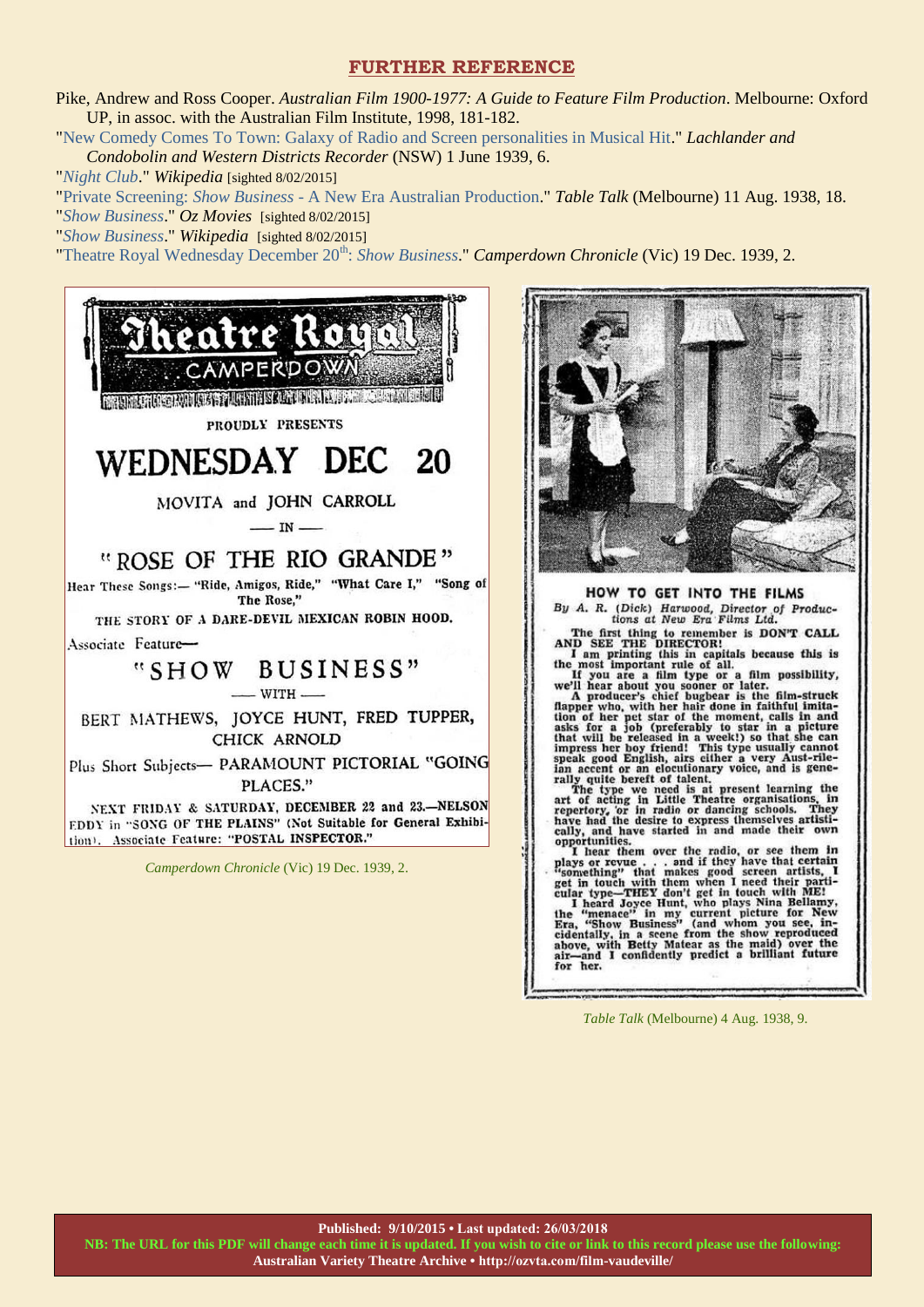## FURTHER REFERENCE

Pike, Andrew and Ross Cooper. *Australian Film 1900-1977: A Guide to Feature Film Production*. Melbourne: Oxford UP, in assoc. with the Australian Film Institute, 1998, 181-182.

"New Comedy Comes To Town: Galaxy of Radio and Screen personalities in Musical Hit." *Lachlander and Condobolin and Western Districts Recorder* (NSW) 1 June 1939, 6.

"*Night Club*." *Wikipedia* [sighted 8/02/2015]

"Private Screening: *Show Business* - A New Era Australian Production." *Table Talk* (Melbourne) 11 Aug. 1938, 18.

"*Show Business*." *Oz Movies* [sighted 8/02/2015]

"*Show Business*." *Wikipedia* [sighted 8/02/2015]

"Theatre Royal Wednesday December 20th: *Show Business*." *Camperdown Chronicle* (Vic) 19 Dec. 1939, 2.

Theatre Royal
CAMPERDOWN

PROUDLY PRESENTS

WEDNESDAY DEC 20

MOVITA and JOHN CARROLL

— IN —

"ROSE OF THE RIO GRANDE"

Hear These Songs:— "Ride, Amigos, Ride," "What Care I," "Song of The Rose,"

THE STORY OF A DARE-DEVIL MEXICAN ROBIN HOOD.

Associate Feature—

"SHOW BUSINESS"

— WITH —

BERT MATHEWS, JOYCE HUNT, FRED TUPPER, CHICK ARNOLD

Plus Short Subjects— PARAMOUNT PICTORIAL "GOING PLACES."

NEXT FRIDAY & SATURDAY, DECEMBER 22 and 23.—NELSON EDDY in "SONG OF THE PLAINS" (Not Suitable for General Exhibition). Associate Feature: "POSTAL INSPECTOR."

*Camperdown Chronicle* (Vic) 19 Dec. 1939, 2.

**HOW TO GET INTO THE FILMS**

*By A. R. (Dick) Harwood, Director of Productions at New Era Films Ltd.*

The first thing to remember is DON'T CALL AND SEE THE DIRECTOR!

I am printing this in capitals because this is the most important rule of all.

If you are a film type or a film possibility, we'll hear about you sooner or later.

A producer's chief bugbear is the film-struck flapper who, with her hair done in faithful imitation of her pet star of the moment, calls in and asks for a job (preferably to star in a picture that will be released in a week!) so that she can impress her boy friend! This type usually cannot speak good English, airs either a very Australian accent or an elocutionary voice, and is generally quite bereft of talent.

The type we need is at present learning the art of acting in Little Theatre organisations, in repertory, or in radio or dancing schools. They have had the desire to express themselves artistically, and have started in and made their own opportunities.

I hear them over the radio, or see them in plays or revue . . . and if they have that certain "something" that makes good screen artists, I get in touch with them when I need their particular type—THEY don't get in touch with ME!

I heard Joyce Hunt, who plays Nina Bellamy, the "menace" in my current picture for New Era, "Show Business" (and whom you see, incidentally, in a scene from the show reproduced above, with Betty Matear as the maid) over the air—and I confidently predict a brilliant future for her.

*Table Talk* (Melbourne) 4 Aug. 1938, 9.